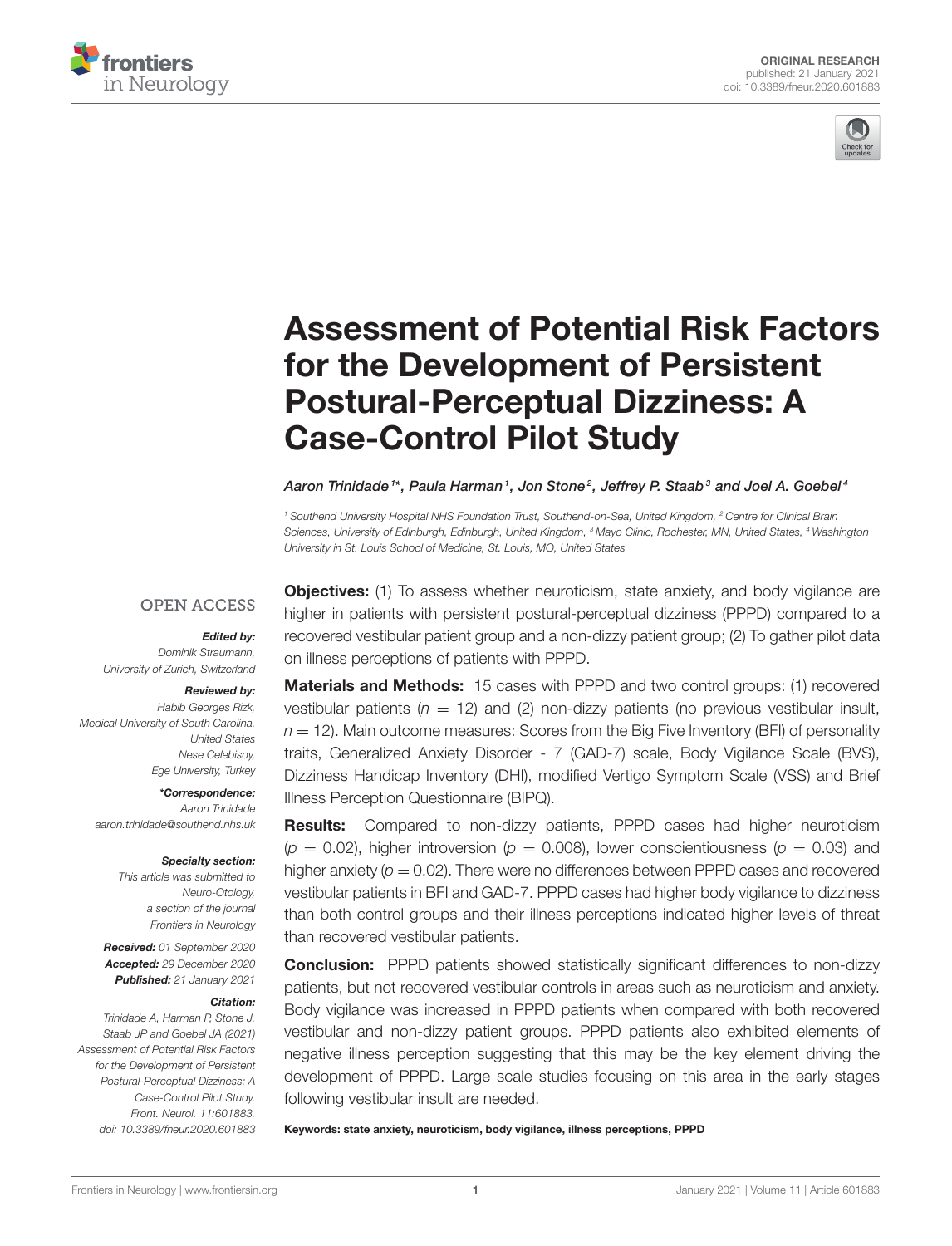ORIGINAL RESEARCH
published: 21 January 2021
doi: 10.3389/fneur.2020.601883

# Assessment of Potential Risk Factors for the Development of Persistent Postural-Perceptual Dizziness: A Case-Control Pilot Study

*Aaron Trinidade[1]\*, Paula Harman[1], Jon Stone[2], Jeffrey P. Staab[3] and Joel A. Goebel[4]*

[1] Southend University Hospital NHS Foundation Trust, Southend-on-Sea, United Kingdom, [2] Centre for Clinical Brain Sciences, University of Edinburgh, Edinburgh, United Kingdom, [3] Mayo Clinic, Rochester, MN, United States, [4] Washington University in St. Louis School of Medicine, St. Louis, MO, United States

OPEN ACCESS

***Edited by:***
*Dominik Straumann,*
*University of Zurich, Switzerland*

***Reviewed by:***
*Habib Georges Rizk,*
*Medical University of South Carolina, United States*
*Nese Celebisoy,*
*Ege University, Turkey*

***\*Correspondence:***
*Aaron Trinidade*
*aaron.trinidade@southend.nhs.uk*

***Specialty section:***
*This article was submitted to Neuro-Otology, a section of the journal Frontiers in Neurology*

***Received:*** *01 September 2020*
***Accepted:*** *29 December 2020*
***Published:*** *21 January 2021*

***Citation:***
*Trinidade A, Harman P, Stone J, Staab JP and Goebel JA (2021) Assessment of Potential Risk Factors for the Development of Persistent Postural-Perceptual Dizziness: A Case-Control Pilot Study. Front. Neurol. 11:601883. doi: 10.3389/fneur.2020.601883*

**Objectives:** (1) To assess whether neuroticism, state anxiety, and body vigilance are higher in patients with persistent postural-perceptual dizziness (PPPD) compared to a recovered vestibular patient group and a non-dizzy patient group; (2) To gather pilot data on illness perceptions of patients with PPPD.

**Materials and Methods:** 15 cases with PPPD and two control groups: (1) recovered vestibular patients ($n = 12$) and (2) non-dizzy patients (no previous vestibular insult, $n = 12$). Main outcome measures: Scores from the Big Five Inventory (BFI) of personality traits, Generalized Anxiety Disorder - 7 (GAD-7) scale, Body Vigilance Scale (BVS), Dizziness Handicap Inventory (DHI), modified Vertigo Symptom Scale (VSS) and Brief Illness Perception Questionnaire (BIPQ).

**Results:** Compared to non-dizzy patients, PPPD cases had higher neuroticism ($p = 0.02$), higher introversion ($p = 0.008$), lower conscientiousness ($p = 0.03$) and higher anxiety ($p = 0.02$). There were no differences between PPPD cases and recovered vestibular patients in BFI and GAD-7. PPPD cases had higher body vigilance to dizziness than both control groups and their illness perceptions indicated higher levels of threat than recovered vestibular patients.

**Conclusion:** PPPD patients showed statistically significant differences to non-dizzy patients, but not recovered vestibular controls in areas such as neuroticism and anxiety. Body vigilance was increased in PPPD patients when compared with both recovered vestibular and non-dizzy patient groups. PPPD patients also exhibited elements of negative illness perception suggesting that this may be the key element driving the development of PPPD. Large scale studies focusing on this area in the early stages following vestibular insult are needed.

**Keywords: state anxiety, neuroticism, body vigilance, illness perceptions, PPPD**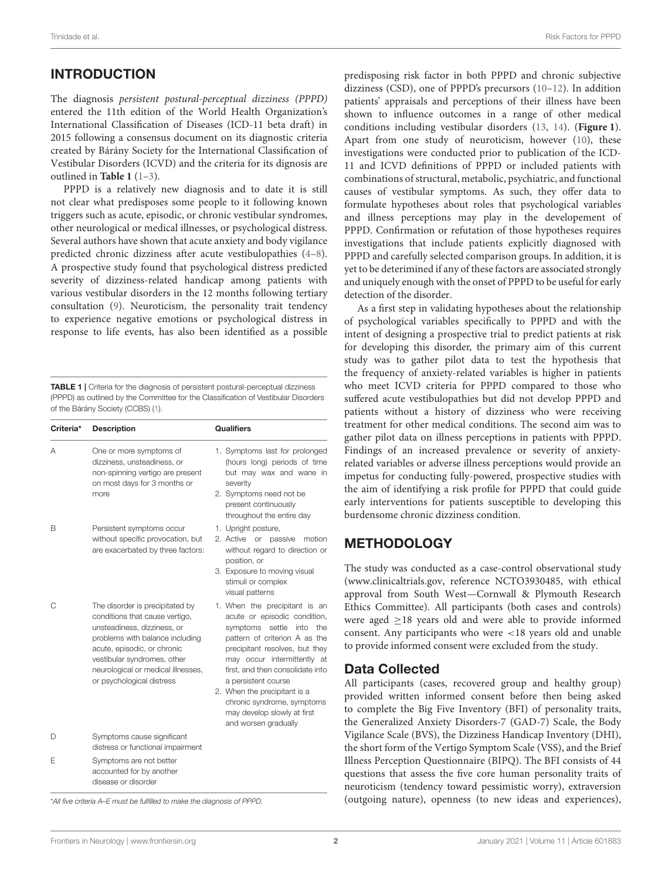## INTRODUCTION

The diagnosis *persistent postural-perceptual dizziness (PPPD)* entered the 11th edition of the World Health Organization's International Classification of Diseases (ICD-11 beta draft) in 2015 following a consensus document on its diagnostic criteria created by Bárány Society for the International Classification of Vestibular Disorders (ICVD) and the criteria for its dignosis are outlined in **Table 1** (1–3).

PPPD is a relatively new diagnosis and to date it is still not clear what predisposes some people to it following known triggers such as acute, episodic, or chronic vestibular syndromes, other neurological or medical illnesses, or psychological distress. Several authors have shown that acute anxiety and body vigilance predicted chronic dizziness after acute vestibulopathies (4–8). A prospective study found that psychological distress predicted severity of dizziness-related handicap among patients with various vestibular disorders in the 12 months following tertiary consultation (9). Neuroticism, the personality trait tendency to experience negative emotions or psychological distress in response to life events, has also been identified as a possible predisposing risk factor in both PPPD and chronic subjective dizziness (CSD), one of PPPD's precursors (10–12). In addition patients' appraisals and perceptions of their illness have been shown to influence outcomes in a range of other medical conditions including vestibular disorders (13, 14). (**Figure 1**). Apart from one study of neuroticism, however (10), these investigations were conducted prior to publication of the ICD-11 and ICVD definitions of PPPD or included patients with combinations of structural, metabolic, psychiatric, and functional causes of vestibular symptoms. As such, they offer data to formulate hypotheses about roles that psychological variables and illness perceptions may play in the developement of PPPD. Confirmation or refutation of those hypotheses requires investigations that include patients explicitly diagnosed with PPPD and carefully selected comparison groups. In addition, it is yet to be deterimined if any of these factors are associated strongly and uniquely enough with the onset of PPPD to be useful for early detection of the disorder.

**TABLE 1** | Criteria for the diagnosis of persistent postural-perceptual dizziness (PPPD) as outlined by the Committee for the Classification of Vestibular Disorders of the Bárány Society (CCBS) (1).

| Criteria* | Description | Qualifiers |
|---|---|---|
| A | One or more symptoms of dizziness, unsteadiness, or non-spinning vertigo are present on most days for 3 months or more | 1. Symptoms last for prolonged (hours long) periods of time but may wax and wane in severity<br>2. Symptoms need not be present continuously throughout the entire day |
| B | Persistent symptoms occur without specific provocation, but are exacerbated by three factors: | 1. Upright posture,<br>2. Active or passive motion without regard to direction or position, or<br>3. Exposure to moving visual stimuli or complex visual patterns |
| C | The disorder is precipitated by conditions that cause vertigo, unsteadiness, dizziness, or problems with balance including acute, episodic, or chronic vestibular syndromes, other neurological or medical illnesses, or psychological distress | 1. When the precipitant is an acute or episodic condition, symptoms settle into the pattern of criterion A as the precipitant resolves, but they may occur intermittently at first, and then consolidate into a persistent course<br>2. When the precipitant is a chronic syndrome, symptoms may develop slowly at first and worsen gradually |
| D | Symptoms cause significant distress or functional impairment | |
| E | Symptoms are not better accounted for by another disease or disorder | |

*All five criteria A–E must be fulfilled to make the diagnosis of PPPD.

As a first step in validating hypotheses about the relationship of psychological variables specifically to PPPD and with the intent of designing a prospective trial to predict patients at risk for developing this disorder, the primary aim of this current study was to gather pilot data to test the hypothesis that the frequency of anxiety-related variables is higher in patients who meet ICVD criteria for PPPD compared to those who suffered acute vestibulopathies but did not develop PPPD and patients without a history of dizziness who were receiving treatment for other medical conditions. The second aim was to gather pilot data on illness perceptions in patients with PPPD. Findings of an increased prevalence or severity of anxiety-related variables or adverse illness perceptions would provide an impetus for conducting fully-powered, prospective studies with the aim of identifying a risk profile for PPPD that could guide early interventions for patients susceptible to developing this burdensome chronic dizziness condition.

## METHODOLOGY

The study was conducted as a case-control observational study (www.clinicaltrials.gov, reference NCTO3930485, with ethical approval from South West—Cornwall & Plymouth Research Ethics Committee). All participants (both cases and controls) were aged ≥18 years old and were able to provide informed consent. Any participants who were <18 years old and unable to provide informed consent were excluded from the study.

### Data Collected

All participants (cases, recovered group and healthy group) provided written informed consent before then being asked to complete the Big Five Inventory (BFI) of personality traits, the Generalized Anxiety Disorders-7 (GAD-7) Scale, the Body Vigilance Scale (BVS), the Dizziness Handicap Inventory (DHI), the short form of the Vertigo Symptom Scale (VSS), and the Brief Illness Perception Questionnaire (BIPQ). The BFI consists of 44 questions that assess the five core human personality traits of neuroticism (tendency toward pessimistic worry), extraversion (outgoing nature), openness (to new ideas and experiences),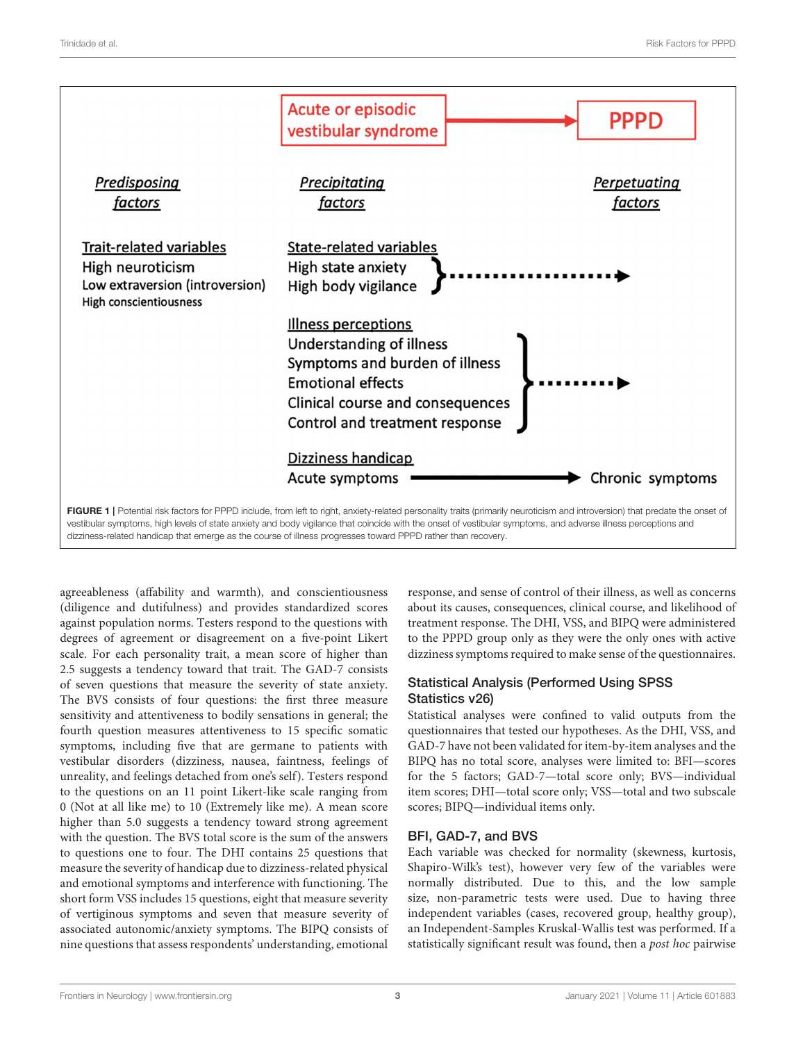Acute or episodic vestibular syndrome → PPPD

*Predisposing factors*

Trait-related variables
High neuroticism
Low extraversion (introversion)
High conscientiousness

*Precipitating factors*

State-related variables
High state anxiety
High body vigilance

Illness perceptions
Understanding of illness
Symptoms and burden of illness
Emotional effects
Clinical course and consequences
Control and treatment response

Dizziness handicap
Acute symptoms → Chronic symptoms

*Perpetuating factors*

**FIGURE 1** | Potential risk factors for PPPD include, from left to right, anxiety-related personality traits (primarily neuroticism and introversion) that predate the onset of vestibular symptoms, high levels of state anxiety and body vigilance that coincide with the onset of vestibular symptoms, and adverse illness perceptions and dizziness-related handicap that emerge as the course of illness progresses toward PPPD rather than recovery.

agreeableness (affability and warmth), and conscientiousness (diligence and dutifulness) and provides standardized scores against population norms. Testers respond to the questions with degrees of agreement or disagreement on a five-point Likert scale. For each personality trait, a mean score of higher than 2.5 suggests a tendency toward that trait. The GAD-7 consists of seven questions that measure the severity of state anxiety. The BVS consists of four questions: the first three measure sensitivity and attentiveness to bodily sensations in general; the fourth question measures attentiveness to 15 specific somatic symptoms, including five that are germane to patients with vestibular disorders (dizziness, nausea, faintness, feelings of unreality, and feelings detached from one's self). Testers respond to the questions on an 11 point Likert-like scale ranging from 0 (Not at all like me) to 10 (Extremely like me). A mean score higher than 5.0 suggests a tendency toward strong agreement with the question. The BVS total score is the sum of the answers to questions one to four. The DHI contains 25 questions that measure the severity of handicap due to dizziness-related physical and emotional symptoms and interference with functioning. The short form VSS includes 15 questions, eight that measure severity of vertiginous symptoms and seven that measure severity of associated autonomic/anxiety symptoms. The BIPQ consists of nine questions that assess respondents' understanding, emotional response, and sense of control of their illness, as well as concerns about its causes, consequences, clinical course, and likelihood of treatment response. The DHI, VSS, and BIPQ were administered to the PPPD group only as they were the only ones with active dizziness symptoms required to make sense of the questionnaires.

## Statistical Analysis (Performed Using SPSS Statistics v26)

Statistical analyses were confined to valid outputs from the questionnaires that tested our hypotheses. As the DHI, VSS, and GAD-7 have not been validated for item-by-item analyses and the BIPQ has no total score, analyses were limited to: BFI—scores for the 5 factors; GAD-7—total score only; BVS—individual item scores; DHI—total score only; VSS—total and two subscale scores; BIPQ—individual items only.

### BFI, GAD-7, and BVS

Each variable was checked for normality (skewness, kurtosis, Shapiro-Wilk's test), however very few of the variables were normally distributed. Due to this, and the low sample size, non-parametric tests were used. Due to having three independent variables (cases, recovered group, healthy group), an Independent-Samples Kruskal-Wallis test was performed. If a statistically significant result was found, then a *post hoc* pairwise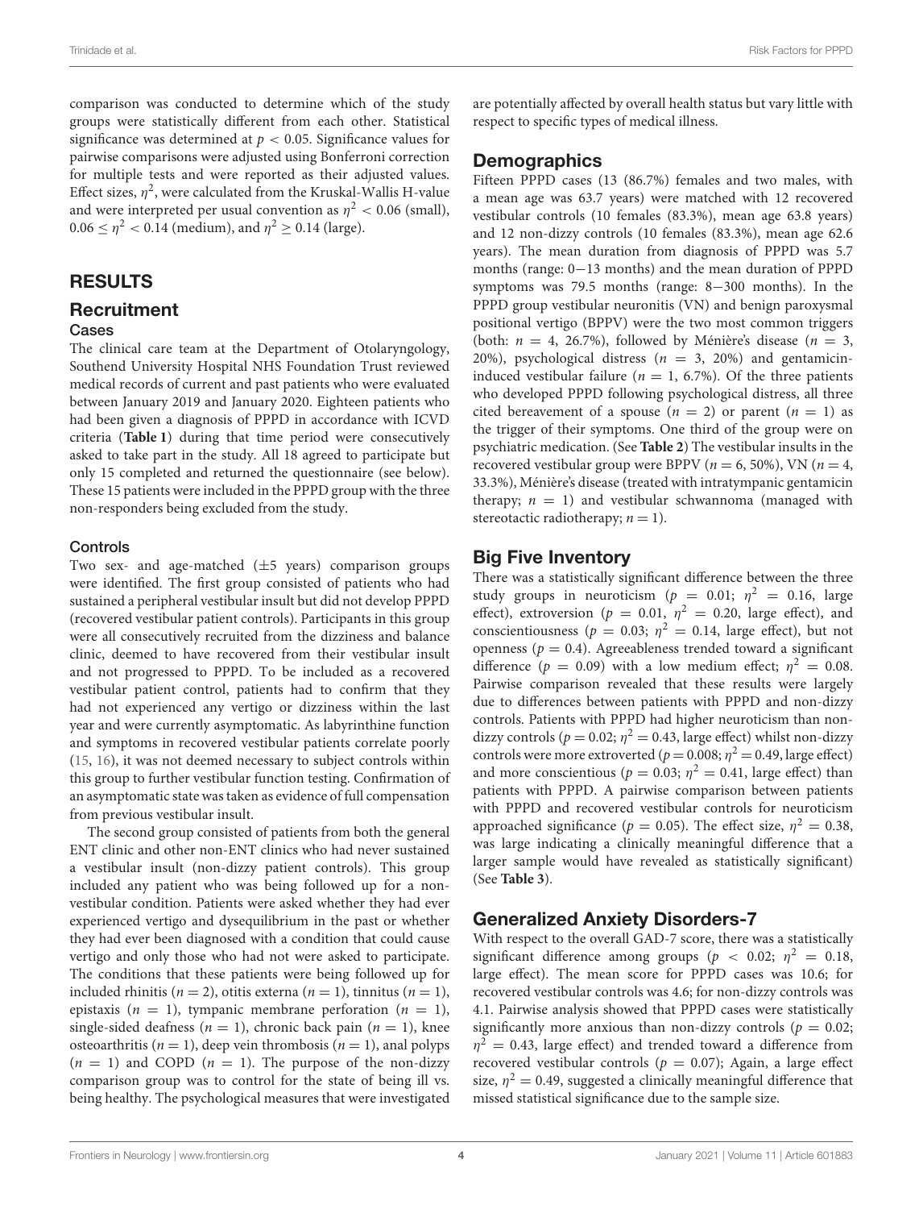comparison was conducted to determine which of the study groups were statistically different from each other. Statistical significance was determined at $p < 0.05$. Significance values for pairwise comparisons were adjusted using Bonferroni correction for multiple tests and were reported as their adjusted values. Effect sizes, $\eta^2$, were calculated from the Kruskal-Wallis H-value and were interpreted per usual convention as $\eta^2 < 0.06$ (small), $0.06 \leq \eta^2 < 0.14$ (medium), and $\eta^2 \geq 0.14$ (large).

# RESULTS

## Recruitment

### Cases

The clinical care team at the Department of Otolaryngology, Southend University Hospital NHS Foundation Trust reviewed medical records of current and past patients who were evaluated between January 2019 and January 2020. Eighteen patients who had been given a diagnosis of PPPD in accordance with ICVD criteria (**Table 1**) during that time period were consecutively asked to take part in the study. All 18 agreed to participate but only 15 completed and returned the questionnaire (see below). These 15 patients were included in the PPPD group with the three non-responders being excluded from the study.

### Controls

Two sex- and age-matched (±5 years) comparison groups were identified. The first group consisted of patients who had sustained a peripheral vestibular insult but did not develop PPPD (recovered vestibular patient controls). Participants in this group were all consecutively recruited from the dizziness and balance clinic, deemed to have recovered from their vestibular insult and not progressed to PPPD. To be included as a recovered vestibular patient control, patients had to confirm that they had not experienced any vertigo or dizziness within the last year and were currently asymptomatic. As labyrinthine function and symptoms in recovered vestibular patients correlate poorly (15, 16), it was not deemed necessary to subject controls within this group to further vestibular function testing. Confirmation of an asymptomatic state was taken as evidence of full compensation from previous vestibular insult.

The second group consisted of patients from both the general ENT clinic and other non-ENT clinics who had never sustained a vestibular insult (non-dizzy patient controls). This group included any patient who was being followed up for a non-vestibular condition. Patients were asked whether they had ever experienced vertigo and dysequilibrium in the past or whether they had ever been diagnosed with a condition that could cause vertigo and only those who had not were asked to participate. The conditions that these patients were being followed up for included rhinitis ($n = 2$), otitis externa ($n = 1$), tinnitus ($n = 1$), epistaxis ($n = 1$), tympanic membrane perforation ($n = 1$), single-sided deafness ($n = 1$), chronic back pain ($n = 1$), knee osteoarthritis ($n = 1$), deep vein thrombosis ($n = 1$), anal polyps ($n = 1$) and COPD ($n = 1$). The purpose of the non-dizzy comparison group was to control for the state of being ill vs. being healthy. The psychological measures that were investigated are potentially affected by overall health status but vary little with respect to specific types of medical illness.

## Demographics

Fifteen PPPD cases (13 (86.7%) females and two males, with a mean age was 63.7 years) were matched with 12 recovered vestibular controls (10 females (83.3%), mean age 63.8 years) and 12 non-dizzy controls (10 females (83.3%), mean age 62.6 years). The mean duration from diagnosis of PPPD was 5.7 months (range: 0−13 months) and the mean duration of PPPD symptoms was 79.5 months (range: 8−300 months). In the PPPD group vestibular neuronitis (VN) and benign paroxysmal positional vertigo (BPPV) were the two most common triggers (both: $n = 4$, 26.7%), followed by Ménière's disease ($n = 3$, 20%), psychological distress ($n = 3$, 20%) and gentamicin-induced vestibular failure ($n = 1$, 6.7%). Of the three patients who developed PPPD following psychological distress, all three cited bereavement of a spouse ($n = 2$) or parent ($n = 1$) as the trigger of their symptoms. One third of the group were on psychiatric medication. (See **Table 2**) The vestibular insults in the recovered vestibular group were BPPV ($n = 6$, 50%), VN ($n = 4$, 33.3%), Ménière's disease (treated with intratympanic gentamicin therapy; $n = 1$) and vestibular schwannoma (managed with stereotactic radiotherapy; $n = 1$).

## Big Five Inventory

There was a statistically significant difference between the three study groups in neuroticism ($p = 0.01$; $\eta^2 = 0.16$, large effect), extroversion ($p = 0.01$, $\eta^2 = 0.20$, large effect), and conscientiousness ($p = 0.03$; $\eta^2 = 0.14$, large effect), but not openness ($p = 0.4$). Agreeableness trended toward a significant difference ($p = 0.09$) with a low medium effect; $\eta^2 = 0.08$. Pairwise comparison revealed that these results were largely due to differences between patients with PPPD and non-dizzy controls. Patients with PPPD had higher neuroticism than non-dizzy controls ($p = 0.02$; $\eta^2 = 0.43$, large effect) whilst non-dizzy controls were more extroverted ($p = 0.008$; $\eta^2 = 0.49$, large effect) and more conscientious ($p = 0.03$; $\eta^2 = 0.41$, large effect) than patients with PPPD. A pairwise comparison between patients with PPPD and recovered vestibular controls for neuroticism approached significance ($p = 0.05$). The effect size, $\eta^2 = 0.38$, was large indicating a clinically meaningful difference that a larger sample would have revealed as statistically significant) (See **Table 3**).

## Generalized Anxiety Disorders-7

With respect to the overall GAD-7 score, there was a statistically significant difference among groups ($p < 0.02$; $\eta^2 = 0.18$, large effect). The mean score for PPPD cases was 10.6; for recovered vestibular controls was 4.6; for non-dizzy controls was 4.1. Pairwise analysis showed that PPPD cases were statistically significantly more anxious than non-dizzy controls ($p = 0.02$; $\eta^2 = 0.43$, large effect) and trended toward a difference from recovered vestibular controls ($p = 0.07$); Again, a large effect size, $\eta^2 = 0.49$, suggested a clinically meaningful difference that missed statistical significance due to the sample size.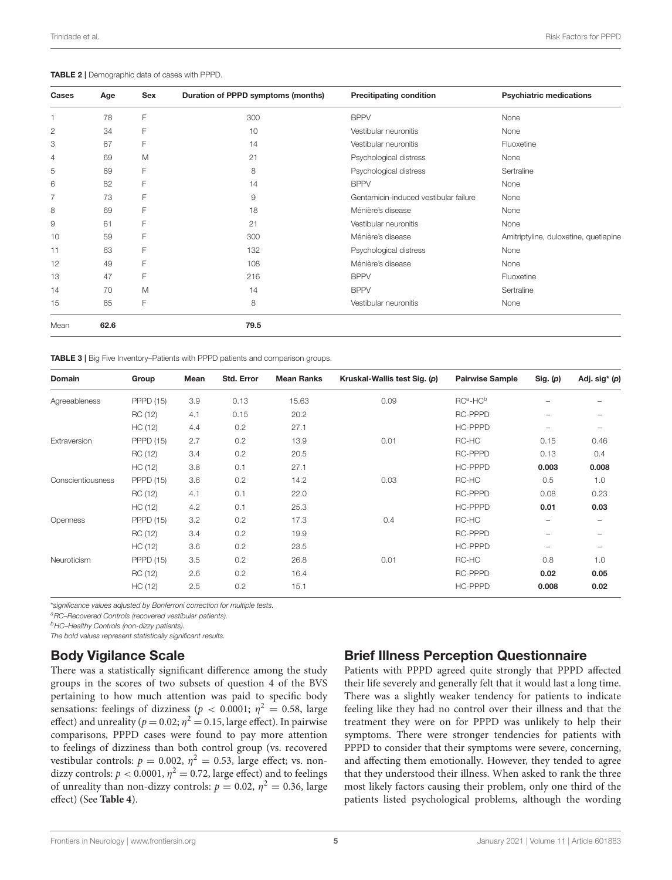**TABLE 2 |** Demographic data of cases with PPPD.

| Cases | Age | Sex | Duration of PPPD symptoms (months) | Precitipating condition | Psychiatric medications |
|---|---|---|---|---|---|
| 1 | 78 | F | 300 | BPPV | None |
| 2 | 34 | F | 10 | Vestibular neuronitis | None |
| 3 | 67 | F | 14 | Vestibular neuronitis | Fluoxetine |
| 4 | 69 | M | 21 | Psychological distress | None |
| 5 | 69 | F | 8 | Psychological distress | Sertraline |
| 6 | 82 | F | 14 | BPPV | None |
| 7 | 73 | F | 9 | Gentamicin-induced vestibular failure | None |
| 8 | 69 | F | 18 | Ménière's disease | None |
| 9 | 61 | F | 21 | Vestibular neuronitis | None |
| 10 | 59 | F | 300 | Ménière's disease | Amitriptyline, duloxetine, quetiapine |
| 11 | 63 | F | 132 | Psychological distress | None |
| 12 | 49 | F | 108 | Ménière's disease | None |
| 13 | 47 | F | 216 | BPPV | Fluoxetine |
| 14 | 70 | M | 14 | BPPV | Sertraline |
| 15 | 65 | F | 8 | Vestibular neuronitis | None |
| Mean | **62.6** | | **79.5** | | |

**TABLE 3 |** Big Five Inventory–Patients with PPPD patients and comparison groups.

| Domain | Group | Mean | Std. Error | Mean Ranks | Kruskal-Wallis test Sig. (*p*) | Pairwise Sample | Sig. (*p*) | Adj. sig* (*p*) |
|---|---|---|---|---|---|---|---|---|
| Agreeableness | PPPD (15) | 3.9 | 0.13 | 15.63 | 0.09 | RC[a]-HC[b] | – | – |
| | RC (12) | 4.1 | 0.15 | 20.2 | | RC-PPPD | – | – |
| | HC (12) | 4.4 | 0.2 | 27.1 | | HC-PPPD | – | – |
| Extraversion | PPPD (15) | 2.7 | 0.2 | 13.9 | 0.01 | RC-HC | 0.15 | 0.46 |
| | RC (12) | 3.4 | 0.2 | 20.5 | | RC-PPPD | 0.13 | 0.4 |
| | HC (12) | 3.8 | 0.1 | 27.1 | | HC-PPPD | **0.003** | **0.008** |
| Conscientiousness | PPPD (15) | 3.6 | 0.2 | 14.2 | 0.03 | RC-HC | 0.5 | 1.0 |
| | RC (12) | 4.1 | 0.1 | 22.0 | | RC-PPPD | 0.08 | 0.23 |
| | HC (12) | 4.2 | 0.1 | 25.3 | | HC-PPPD | **0.01** | **0.03** |
| Openness | PPPD (15) | 3.2 | 0.2 | 17.3 | 0.4 | RC-HC | – | – |
| | RC (12) | 3.4 | 0.2 | 19.9 | | RC-PPPD | – | – |
| | HC (12) | 3.6 | 0.2 | 23.5 | | HC-PPPD | – | – |
| Neuroticism | PPPD (15) | 3.5 | 0.2 | 26.8 | 0.01 | RC-HC | 0.8 | 1.0 |
| | RC (12) | 2.6 | 0.2 | 16.4 | | RC-PPPD | **0.02** | **0.05** |
| | HC (12) | 2.5 | 0.2 | 15.1 | | HC-PPPD | **0.008** | **0.02** |

*\*significance values adjusted by Bonferroni correction for multiple tests.*

*[a]RC–Recovered Controls (recovered vestibular patients).*

*[b]HC–Healthy Controls (non-dizzy patients).*

*The bold values represent statistically significant results.*

## Body Vigilance Scale

There was a statistically significant difference among the study groups in the scores of two subsets of question 4 of the BVS pertaining to how much attention was paid to specific body sensations: feelings of dizziness ($p < 0.0001$; $\eta^2 = 0.58$, large effect) and unreality ($p = 0.02$; $\eta^2 = 0.15$, large effect). In pairwise comparisons, PPPD cases were found to pay more attention to feelings of dizziness than both control group (vs. recovered vestibular controls: $p = 0.002$, $\eta^2 = 0.53$, large effect; vs. non-dizzy controls: $p < 0.0001$, $\eta^2 = 0.72$, large effect) and to feelings of unreality than non-dizzy controls: $p = 0.02$, $\eta^2 = 0.36$, large effect) (See **Table 4**).

## Brief Illness Perception Questionnaire

Patients with PPPD agreed quite strongly that PPPD affected their life severely and generally felt that it would last a long time. There was a slightly weaker tendency for patients to indicate feeling like they had no control over their illness and that the treatment they were on for PPPD was unlikely to help their symptoms. There were stronger tendencies for patients with PPPD to consider that their symptoms were severe, concerning, and affecting them emotionally. However, they tended to agree that they understood their illness. When asked to rank the three most likely factors causing their problem, only one third of the patients listed psychological problems, although the wording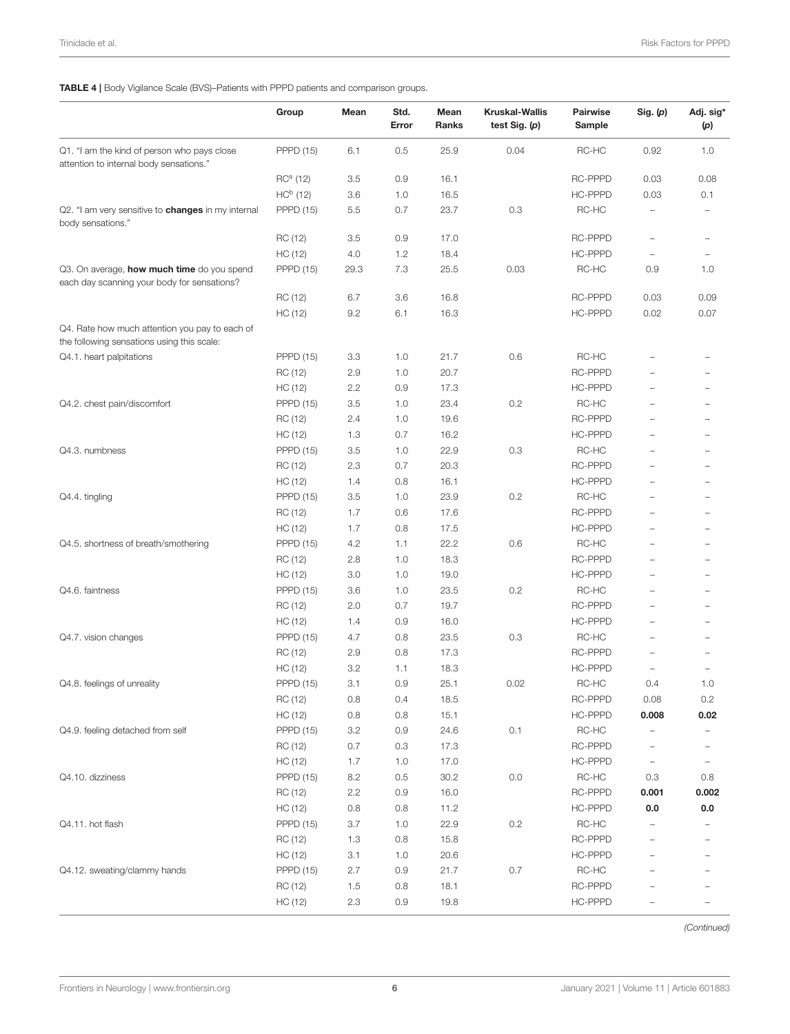**TABLE 4 |** Body Vigilance Scale (BVS)–Patients with PPPD patients and comparison groups.

| | Group | Mean | Std. Error | Mean Ranks | Kruskal-Wallis test Sig. (p) | Pairwise Sample | Sig. (p) | Adj. sig* (p) |
|---|---|---|---|---|---|---|---|---|
| Q1. "I am the kind of person who pays close attention to internal body sensations." | PPPD (15) | 6.1 | 0.5 | 25.9 | 0.04 | RC-HC | 0.92 | 1.0 |
| | RC[a] (12) | 3.5 | 0.9 | 16.1 | | RC-PPPD | 0.03 | 0.08 |
| | HC[b] (12) | 3.6 | 1.0 | 16.5 | | HC-PPPD | 0.03 | 0.1 |
| Q2. "I am very sensitive to **changes** in my internal body sensations." | PPPD (15) | 5.5 | 0.7 | 23.7 | 0.3 | RC-HC | – | – |
| | RC (12) | 3.5 | 0.9 | 17.0 | | RC-PPPD | – | – |
| | HC (12) | 4.0 | 1.2 | 18.4 | | HC-PPPD | – | – |
| Q3. On average, **how much time** do you spend each day scanning your body for sensations? | PPPD (15) | 29.3 | 7.3 | 25.5 | 0.03 | RC-HC | 0.9 | 1.0 |
| | RC (12) | 6.7 | 3.6 | 16.8 | | RC-PPPD | 0.03 | 0.09 |
| | HC (12) | 9.2 | 6.1 | 16.3 | | HC-PPPD | 0.02 | 0.07 |
| Q4. Rate how much attention you pay to each of the following sensations using this scale: | | | | | | | | |
| Q4.1. heart palpitations | PPPD (15) | 3.3 | 1.0 | 21.7 | 0.6 | RC-HC | – | – |
| | RC (12) | 2.9 | 1.0 | 20.7 | | RC-PPPD | – | – |
| | HC (12) | 2.2 | 0.9 | 17.3 | | HC-PPPD | – | – |
| Q4.2. chest pain/discomfort | PPPD (15) | 3.5 | 1.0 | 23.4 | 0.2 | RC-HC | – | – |
| | RC (12) | 2.4 | 1.0 | 19.6 | | RC-PPPD | – | – |
| | HC (12) | 1.3 | 0.7 | 16.2 | | HC-PPPD | – | – |
| Q4.3. numbness | PPPD (15) | 3.5 | 1.0 | 22.9 | 0.3 | RC-HC | – | – |
| | RC (12) | 2.3 | 0.7 | 20.3 | | RC-PPPD | – | – |
| | HC (12) | 1.4 | 0.8 | 16.1 | | HC-PPPD | – | – |
| Q4.4. tingling | PPPD (15) | 3.5 | 1.0 | 23.9 | 0.2 | RC-HC | – | – |
| | RC (12) | 1.7 | 0.6 | 17.6 | | RC-PPPD | – | – |
| | HC (12) | 1.7 | 0.8 | 17.5 | | HC-PPPD | – | – |
| Q4.5. shortness of breath/smothering | PPPD (15) | 4.2 | 1.1 | 22.2 | 0.6 | RC-HC | – | – |
| | RC (12) | 2.8 | 1.0 | 18.3 | | RC-PPPD | – | – |
| | HC (12) | 3.0 | 1.0 | 19.0 | | HC-PPPD | – | – |
| Q4.6. faintness | PPPD (15) | 3.6 | 1.0 | 23.5 | 0.2 | RC-HC | – | – |
| | RC (12) | 2.0 | 0.7 | 19.7 | | RC-PPPD | – | – |
| | HC (12) | 1.4 | 0.9 | 16.0 | | HC-PPPD | – | – |
| Q4.7. vision changes | PPPD (15) | 4.7 | 0.8 | 23.5 | 0.3 | RC-HC | – | – |
| | RC (12) | 2.9 | 0.8 | 17.3 | | RC-PPPD | – | – |
| | HC (12) | 3.2 | 1.1 | 18.3 | | HC-PPPD | – | – |
| Q4.8. feelings of unreality | PPPD (15) | 3.1 | 0.9 | 25.1 | 0.02 | RC-HC | 0.4 | 1.0 |
| | RC (12) | 0.8 | 0.4 | 18.5 | | RC-PPPD | 0.08 | 0.2 |
| | HC (12) | 0.8 | 0.8 | 15.1 | | HC-PPPD | **0.008** | **0.02** |
| Q4.9. feeling detached from self | PPPD (15) | 3.2 | 0.9 | 24.6 | 0.1 | RC-HC | – | – |
| | RC (12) | 0.7 | 0.3 | 17.3 | | RC-PPPD | – | – |
| | HC (12) | 1.7 | 1.0 | 17.0 | | HC-PPPD | – | – |
| Q4.10. dizziness | PPPD (15) | 8.2 | 0.5 | 30.2 | 0.0 | RC-HC | 0.3 | 0.8 |
| | RC (12) | 2.2 | 0.9 | 16.0 | | RC-PPPD | **0.001** | **0.002** |
| | HC (12) | 0.8 | 0.8 | 11.2 | | HC-PPPD | **0.0** | **0.0** |
| Q4.11. hot flash | PPPD (15) | 3.7 | 1.0 | 22.9 | 0.2 | RC-HC | – | – |
| | RC (12) | 1.3 | 0.8 | 15.8 | | RC-PPPD | – | – |
| | HC (12) | 3.1 | 1.0 | 20.6 | | HC-PPPD | – | – |
| Q4.12. sweating/clammy hands | PPPD (15) | 2.7 | 0.9 | 21.7 | 0.7 | RC-HC | – | – |
| | RC (12) | 1.5 | 0.8 | 18.1 | | RC-PPPD | – | – |
| | HC (12) | 2.3 | 0.9 | 19.8 | | HC-PPPD | – | – |

*(Continued)*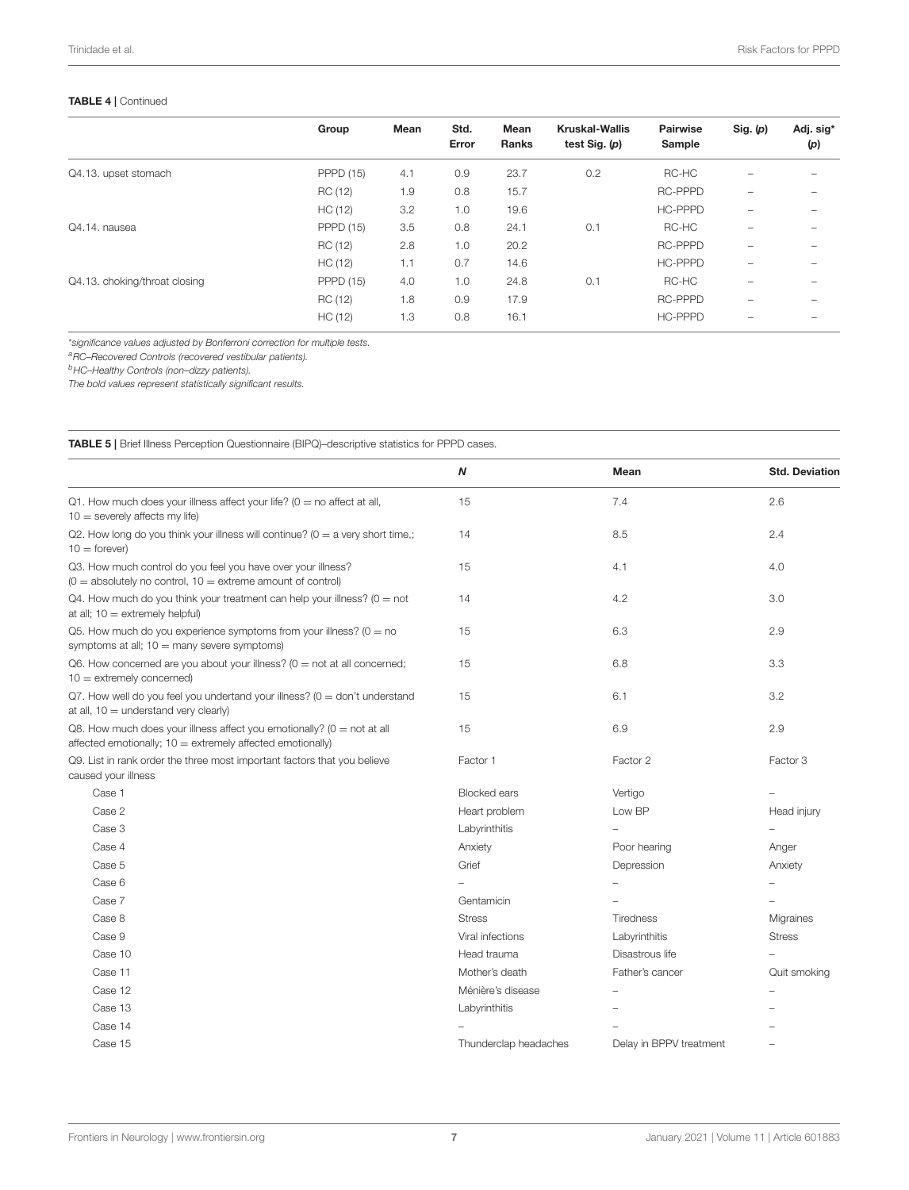**TABLE 4 |** Continued

| | Group | Mean | Std. Error | Mean Ranks | Kruskal-Wallis test Sig. (p) | Pairwise Sample | Sig. (p) | Adj. sig* (p) |
|---|---|---|---|---|---|---|---|---|
| Q4.13. upset stomach | PPPD (15) | 4.1 | 0.9 | 23.7 | 0.2 | RC-HC | – | – |
| | RC (12) | 1.9 | 0.8 | 15.7 | | RC-PPPD | – | – |
| | HC (12) | 3.2 | 1.0 | 19.6 | | HC-PPPD | – | – |
| Q4.14. nausea | PPPD (15) | 3.5 | 0.8 | 24.1 | 0.1 | RC-HC | – | – |
| | RC (12) | 2.8 | 1.0 | 20.2 | | RC-PPPD | – | – |
| | HC (12) | 1.1 | 0.7 | 14.6 | | HC-PPPD | – | – |
| Q4.13. choking/throat closing | PPPD (15) | 4.0 | 1.0 | 24.8 | 0.1 | RC-HC | – | – |
| | RC (12) | 1.8 | 0.9 | 17.9 | | RC-PPPD | – | – |
| | HC (12) | 1.3 | 0.8 | 16.1 | | HC-PPPD | – | – |

*significance values adjusted by Bonferroni correction for multiple tests.
[a]RC–Recovered Controls (recovered vestibular patients).
[b]HC–Healthy Controls (non–dizzy patients).
The bold values represent statistically significant results.

**TABLE 5 |** Brief Illness Perception Questionnaire (BIPQ)–descriptive statistics for PPPD cases.

| | N | Mean | Std. Deviation |
|---|---|---|---|
| Q1. How much does your illness affect your life? (0 = no affect at all, 10 = severely affects my life) | 15 | 7.4 | 2.6 |
| Q2. How long do you think your illness will continue? (0 = a very short time,; 10 = forever) | 14 | 8.5 | 2.4 |
| Q3. How much control do you feel you have over your illness? (0 = absolutely no control, 10 = extreme amount of control) | 15 | 4.1 | 4.0 |
| Q4. How much do you think your treatment can help your illness? (0 = not at all; 10 = extremely helpful) | 14 | 4.2 | 3.0 |
| Q5. How much do you experience symptoms from your illness? (0 = no symptoms at all; 10 = many severe symptoms) | 15 | 6.3 | 2.9 |
| Q6. How concerned are you about your illness? (0 = not at all concerned; 10 = extremely concerned) | 15 | 6.8 | 3.3 |
| Q7. How well do you feel you undertand your illness? (0 = don't understand at all, 10 = understand very clearly) | 15 | 6.1 | 3.2 |
| Q8. How much does your illness affect you emotionally? (0 = not at all affected emotionally; 10 = extremely affected emotionally) | 15 | 6.9 | 2.9 |
| Q9. List in rank order the three most important factors that you believe caused your illness | Factor 1 | Factor 2 | Factor 3 |
| Case 1 | Blocked ears | Vertigo | – |
| Case 2 | Heart problem | Low BP | Head injury |
| Case 3 | Labyrinthitis | – | – |
| Case 4 | Anxiety | Poor hearing | Anger |
| Case 5 | Grief | Depression | Anxiety |
| Case 6 | – | – | – |
| Case 7 | Gentamicin | – | – |
| Case 8 | Stress | Tiredness | Migraines |
| Case 9 | Viral infections | Labyrinthitis | Stress |
| Case 10 | Head trauma | Disastrous life | – |
| Case 11 | Mother's death | Father's cancer | Quit smoking |
| Case 12 | Ménière's disease | – | – |
| Case 13 | Labyrinthitis | – | – |
| Case 14 | – | – | – |
| Case 15 | Thunderclap headaches | Delay in BPPV treatment | – |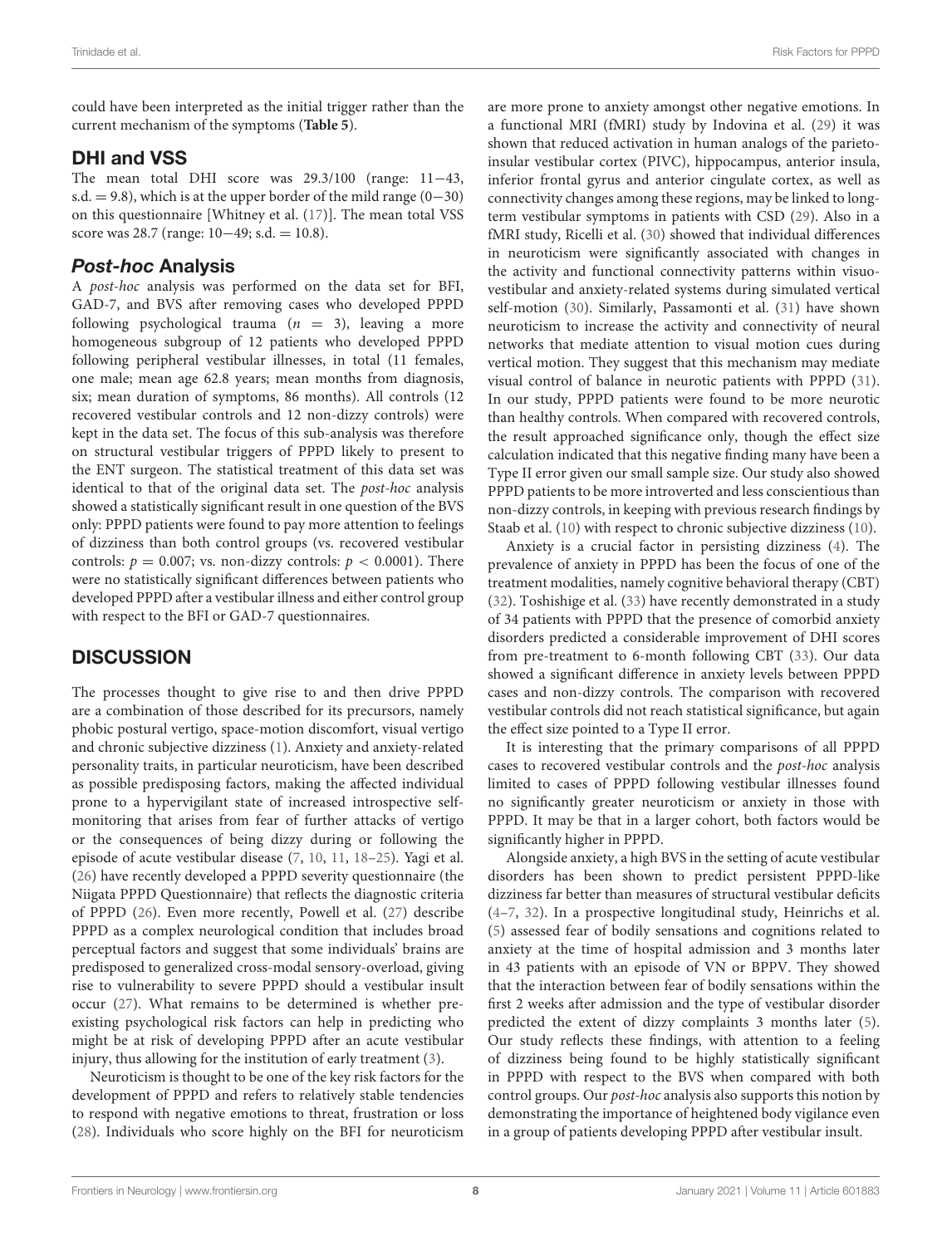could have been interpreted as the initial trigger rather than the current mechanism of the symptoms (**Table 5**).

## DHI and VSS

The mean total DHI score was 29.3/100 (range: 11−43, s.d. = 9.8), which is at the upper border of the mild range (0−30) on this questionnaire [Whitney et al. (17)]. The mean total VSS score was 28.7 (range: 10−49; s.d. = 10.8).

## *Post-hoc* Analysis

A *post-hoc* analysis was performed on the data set for BFI, GAD-7, and BVS after removing cases who developed PPPD following psychological trauma ($n$ = 3), leaving a more homogeneous subgroup of 12 patients who developed PPPD following peripheral vestibular illnesses, in total (11 females, one male; mean age 62.8 years; mean months from diagnosis, six; mean duration of symptoms, 86 months). All controls (12 recovered vestibular controls and 12 non-dizzy controls) were kept in the data set. The focus of this sub-analysis was therefore on structural vestibular triggers of PPPD likely to present to the ENT surgeon. The statistical treatment of this data set was identical to that of the original data set. The *post-hoc* analysis showed a statistically significant result in one question of the BVS only: PPPD patients were found to pay more attention to feelings of dizziness than both control groups (vs. recovered vestibular controls: $p = 0.007$; vs. non-dizzy controls: $p < 0.0001$). There were no statistically significant differences between patients who developed PPPD after a vestibular illness and either control group with respect to the BFI or GAD-7 questionnaires.

# DISCUSSION

The processes thought to give rise to and then drive PPPD are a combination of those described for its precursors, namely phobic postural vertigo, space-motion discomfort, visual vertigo and chronic subjective dizziness (1). Anxiety and anxiety-related personality traits, in particular neuroticism, have been described as possible predisposing factors, making the affected individual prone to a hypervigilant state of increased introspective self-monitoring that arises from fear of further attacks of vertigo or the consequences of being dizzy during or following the episode of acute vestibular disease (7, 10, 11, 18–25). Yagi et al. (26) have recently developed a PPPD severity questionnaire (the Niigata PPPD Questionnaire) that reflects the diagnostic criteria of PPPD (26). Even more recently, Powell et al. (27) describe PPPD as a complex neurological condition that includes broad perceptual factors and suggest that some individuals' brains are predisposed to generalized cross-modal sensory-overload, giving rise to vulnerability to severe PPPD should a vestibular insult occur (27). What remains to be determined is whether pre-existing psychological risk factors can help in predicting who might be at risk of developing PPPD after an acute vestibular injury, thus allowing for the institution of early treatment (3).

Neuroticism is thought to be one of the key risk factors for the development of PPPD and refers to relatively stable tendencies to respond with negative emotions to threat, frustration or loss (28). Individuals who score highly on the BFI for neuroticism are more prone to anxiety amongst other negative emotions. In a functional MRI (fMRI) study by Indovina et al. (29) it was shown that reduced activation in human analogs of the parieto-insular vestibular cortex (PIVC), hippocampus, anterior insula, inferior frontal gyrus and anterior cingulate cortex, as well as connectivity changes among these regions, may be linked to long-term vestibular symptoms in patients with CSD (29). Also in a fMRI study, Ricelli et al. (30) showed that individual differences in neuroticism were significantly associated with changes in the activity and functional connectivity patterns within visuo-vestibular and anxiety-related systems during simulated vertical self-motion (30). Similarly, Passamonti et al. (31) have shown neuroticism to increase the activity and connectivity of neural networks that mediate attention to visual motion cues during vertical motion. They suggest that this mechanism may mediate visual control of balance in neurotic patients with PPPD (31). In our study, PPPD patients were found to be more neurotic than healthy controls. When compared with recovered controls, the result approached significance only, though the effect size calculation indicated that this negative finding many have been a Type II error given our small sample size. Our study also showed PPPD patients to be more introverted and less conscientious than non-dizzy controls, in keeping with previous research findings by Staab et al. (10) with respect to chronic subjective dizziness (10).

Anxiety is a crucial factor in persisting dizziness (4). The prevalence of anxiety in PPPD has been the focus of one of the treatment modalities, namely cognitive behavioral therapy (CBT) (32). Toshishige et al. (33) have recently demonstrated in a study of 34 patients with PPPD that the presence of comorbid anxiety disorders predicted a considerable improvement of DHI scores from pre-treatment to 6-month following CBT (33). Our data showed a significant difference in anxiety levels between PPPD cases and non-dizzy controls. The comparison with recovered vestibular controls did not reach statistical significance, but again the effect size pointed to a Type II error.

It is interesting that the primary comparisons of all PPPD cases to recovered vestibular controls and the *post-hoc* analysis limited to cases of PPPD following vestibular illnesses found no significantly greater neuroticism or anxiety in those with PPPD. It may be that in a larger cohort, both factors would be significantly higher in PPPD.

Alongside anxiety, a high BVS in the setting of acute vestibular disorders has been shown to predict persistent PPPD-like dizziness far better than measures of structural vestibular deficits (4–7, 32). In a prospective longitudinal study, Heinrichs et al. (5) assessed fear of bodily sensations and cognitions related to anxiety at the time of hospital admission and 3 months later in 43 patients with an episode of VN or BPPV. They showed that the interaction between fear of bodily sensations within the first 2 weeks after admission and the type of vestibular disorder predicted the extent of dizzy complaints 3 months later (5). Our study reflects these findings, with attention to a feeling of dizziness being found to be highly statistically significant in PPPD with respect to the BVS when compared with both control groups. Our *post-hoc* analysis also supports this notion by demonstrating the importance of heightened body vigilance even in a group of patients developing PPPD after vestibular insult.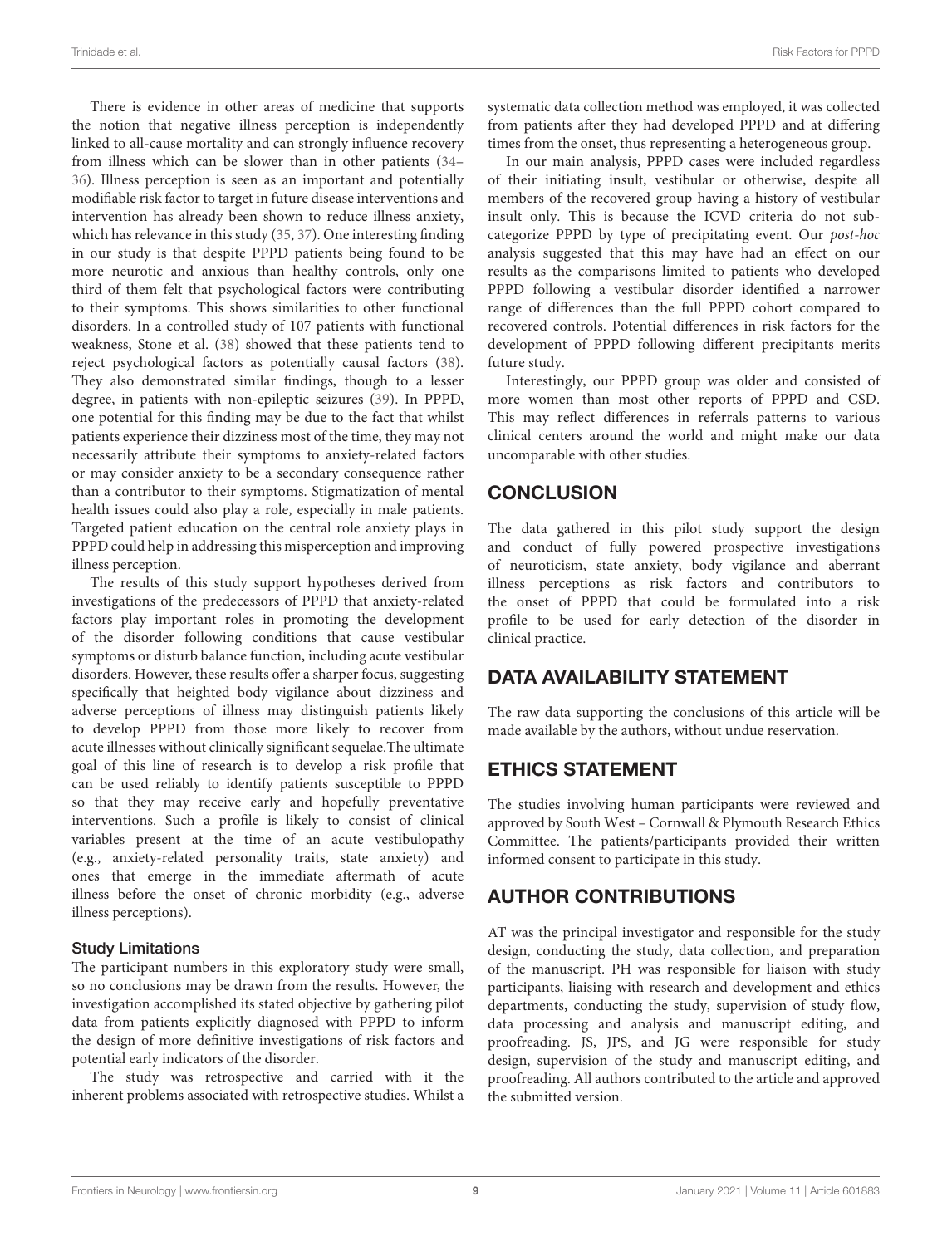There is evidence in other areas of medicine that supports the notion that negative illness perception is independently linked to all-cause mortality and can strongly influence recovery from illness which can be slower than in other patients (34–36). Illness perception is seen as an important and potentially modifiable risk factor to target in future disease interventions and intervention has already been shown to reduce illness anxiety, which has relevance in this study (35, 37). One interesting finding in our study is that despite PPPD patients being found to be more neurotic and anxious than healthy controls, only one third of them felt that psychological factors were contributing to their symptoms. This shows similarities to other functional disorders. In a controlled study of 107 patients with functional weakness, Stone et al. (38) showed that these patients tend to reject psychological factors as potentially causal factors (38). They also demonstrated similar findings, though to a lesser degree, in patients with non-epileptic seizures (39). In PPPD, one potential for this finding may be due to the fact that whilst patients experience their dizziness most of the time, they may not necessarily attribute their symptoms to anxiety-related factors or may consider anxiety to be a secondary consequence rather than a contributor to their symptoms. Stigmatization of mental health issues could also play a role, especially in male patients. Targeted patient education on the central role anxiety plays in PPPD could help in addressing this misperception and improving illness perception.

The results of this study support hypotheses derived from investigations of the predecessors of PPPD that anxiety-related factors play important roles in promoting the development of the disorder following conditions that cause vestibular symptoms or disturb balance function, including acute vestibular disorders. However, these results offer a sharper focus, suggesting specifically that heighted body vigilance about dizziness and adverse perceptions of illness may distinguish patients likely to develop PPPD from those more likely to recover from acute illnesses without clinically significant sequelae.The ultimate goal of this line of research is to develop a risk profile that can be used reliably to identify patients susceptible to PPPD so that they may receive early and hopefully preventative interventions. Such a profile is likely to consist of clinical variables present at the time of an acute vestibulopathy (e.g., anxiety-related personality traits, state anxiety) and ones that emerge in the immediate aftermath of acute illness before the onset of chronic morbidity (e.g., adverse illness perceptions).

### Study Limitations

The participant numbers in this exploratory study were small, so no conclusions may be drawn from the results. However, the investigation accomplished its stated objective by gathering pilot data from patients explicitly diagnosed with PPPD to inform the design of more definitive investigations of risk factors and potential early indicators of the disorder.

The study was retrospective and carried with it the inherent problems associated with retrospective studies. Whilst a systematic data collection method was employed, it was collected from patients after they had developed PPPD and at differing times from the onset, thus representing a heterogeneous group.

In our main analysis, PPPD cases were included regardless of their initiating insult, vestibular or otherwise, despite all members of the recovered group having a history of vestibular insult only. This is because the ICVD criteria do not sub-categorize PPPD by type of precipitating event. Our *post-hoc* analysis suggested that this may have had an effect on our results as the comparisons limited to patients who developed PPPD following a vestibular disorder identified a narrower range of differences than the full PPPD cohort compared to recovered controls. Potential differences in risk factors for the development of PPPD following different precipitants merits future study.

Interestingly, our PPPD group was older and consisted of more women than most other reports of PPPD and CSD. This may reflect differences in referrals patterns to various clinical centers around the world and might make our data uncomparable with other studies.

## CONCLUSION

The data gathered in this pilot study support the design and conduct of fully powered prospective investigations of neuroticism, state anxiety, body vigilance and aberrant illness perceptions as risk factors and contributors to the onset of PPPD that could be formulated into a risk profile to be used for early detection of the disorder in clinical practice.

## DATA AVAILABILITY STATEMENT

The raw data supporting the conclusions of this article will be made available by the authors, without undue reservation.

## ETHICS STATEMENT

The studies involving human participants were reviewed and approved by South West – Cornwall & Plymouth Research Ethics Committee. The patients/participants provided their written informed consent to participate in this study.

## AUTHOR CONTRIBUTIONS

AT was the principal investigator and responsible for the study design, conducting the study, data collection, and preparation of the manuscript. PH was responsible for liaison with study participants, liaising with research and development and ethics departments, conducting the study, supervision of study flow, data processing and analysis and manuscript editing, and proofreading. JS, JPS, and JG were responsible for study design, supervision of the study and manuscript editing, and proofreading. All authors contributed to the article and approved the submitted version.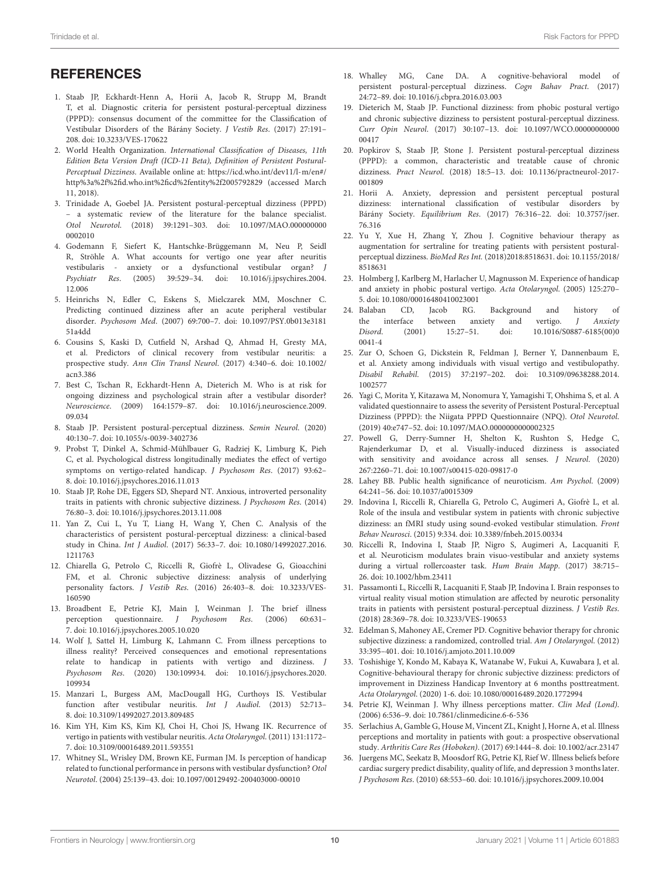## REFERENCES

1. Staab JP, Eckhardt-Henn A, Horii A, Jacob R, Strupp M, Brandt T, et al. Diagnostic criteria for persistent postural-perceptual dizziness (PPPD): consensus document of the committee for the Classification of Vestibular Disorders of the Bárány Society. *J Vestib Res*. (2017) 27:191–208. doi: 10.3233/VES-170622
2. World Health Organization. *International Classification of Diseases, 11th Edition Beta Version Draft (ICD-11 Beta), Definition of Persistent Postural-Perceptual Dizziness*. Available online at: https://icd.who.int/dev11/l-m/en#/http%3a%2f%2fid.who.int%2ficd%2fentity%2f2005792829 (accessed March 11, 2018).
3. Trinidade A, Goebel JA. Persistent postural-perceptual dizziness (PPPD) – a systematic review of the literature for the balance specialist. *Otol Neurotol*. (2018) 39:1291–303. doi: 10.1097/MAO.0000000000002010
4. Godemann F, Siefert K, Hantschke-Brüggemann M, Neu P, Seidl R, Ströhle A. What accounts for vertigo one year after neuritis vestibularis - anxiety or a dysfunctional vestibular organ? *J Psychiatr Res*. (2005) 39:529–34. doi: 10.1016/j.jpsychires.2004.12.006
5. Heinrichs N, Edler C, Eskens S, Mielczarek MM, Moschner C. Predicting continued dizziness after an acute peripheral vestibular disorder. *Psychosom Med*. (2007) 69:700–7. doi: 10.1097/PSY.0b013e318151a4dd
6. Cousins S, Kaski D, Cutfield N, Arshad Q, Ahmad H, Gresty MA, et al. Predictors of clinical recovery from vestibular neuritis: a prospective study. *Ann Clin Transl Neurol*. (2017) 4:340–6. doi: 10.1002/acn3.386
7. Best C, Tschan R, Eckhardt-Henn A, Dieterich M. Who is at risk for ongoing dizziness and psychological strain after a vestibular disorder? *Neuroscience*. (2009) 164:1579–87. doi: 10.1016/j.neuroscience.2009.09.034
8. Staab JP. Persistent postural-perceptual dizziness. *Semin Neurol*. (2020) 40:130–7. doi: 10.1055/s-0039-3402736
9. Probst T, Dinkel A, Schmid-Mühlbauer G, Radziej K, Limburg K, Pieh C, et al. Psychological distress longitudinally mediates the effect of vertigo symptoms on vertigo-related handicap. *J Psychosom Res*. (2017) 93:62–8. doi: 10.1016/j.jpsychores.2016.11.013
10. Staab JP, Rohe DE, Eggers SD, Shepard NT. Anxious, introverted personality traits in patients with chronic subjective dizziness. *J Psychosom Res*. (2014) 76:80–3. doi: 10.1016/j.jpsychores.2013.11.008
11. Yan Z, Cui L, Yu T, Liang H, Wang Y, Chen C. Analysis of the characteristics of persistent postural-perceptual dizziness: a clinical-based study in China. *Int J Audiol*. (2017) 56:33–7. doi: 10.1080/14992027.2016.1211763
12. Chiarella G, Petrolo C, Riccelli R, Giofrè L, Olivadese G, Gioacchini FM, et al. Chronic subjective dizziness: analysis of underlying personality factors. *J Vestib Res*. (2016) 26:403–8. doi: 10.3233/VES-160590
13. Broadbent E, Petrie KJ, Main J, Weinman J. The brief illness perception questionnaire. *J Psychosom Res*. (2006) 60:631–7. doi: 10.1016/j.jpsychores.2005.10.020
14. Wolf J, Sattel H, Limburg K, Lahmann C. From illness perceptions to illness reality? Perceived consequences and emotional representations relate to handicap in patients with vertigo and dizziness. *J Psychosom Res*. (2020) 130:109934. doi: 10.1016/j.jpsychores.2020.109934
15. Manzari L, Burgess AM, MacDougall HG, Curthoys IS. Vestibular function after vestibular neuritis. *Int J Audiol*. (2013) 52:713–8. doi: 10.3109/14992027.2013.809485
16. Kim YH, Kim KS, Kim KJ, Choi H, Choi JS, Hwang IK. Recurrence of vertigo in patients with vestibular neuritis. *Acta Otolaryngol*. (2011) 131:1172–7. doi: 10.3109/00016489.2011.593551
17. Whitney SL, Wrisley DM, Brown KE, Furman JM. Is perception of handicap related to functional performance in persons with vestibular dysfunction? *Otol Neurotol*. (2004) 25:139–43. doi: 10.1097/00129492-200403000-00010
18. Whalley MG, Cane DA. A cognitive-behavioral model of persistent postural-perceptual dizziness. *Cogn Bahav Pract*. (2017) 24:72–89. doi: 10.1016/j.cbpra.2016.03.003
19. Dieterich M, Staab JP. Functional dizziness: from phobic postural vertigo and chronic subjective dizziness to persistent postural-perceptual dizziness. *Curr Opin Neurol*. (2017) 30:107–13. doi: 10.1097/WCO.0000000000000417
20. Popkirov S, Staab JP, Stone J. Persistent postural-perceptual dizziness (PPPD): a common, characteristic and treatable cause of chronic dizziness. *Pract Neurol*. (2018) 18:5–13. doi: 10.1136/practneurol-2017-001809
21. Horii A. Anxiety, depression and persistent perceptual postural dizziness: international classification of vestibular disorders by Bárány Society. *Equilibrium Res*. (2017) 76:316–22. doi: 10.3757/jser.76.316
22. Yu Y, Xue H, Zhang Y, Zhou J. Cognitive behaviour therapy as augmentation for sertraline for treating patients with persistent postural-perceptual dizziness. *BioMed Res Int*. (2018)2018:8518631. doi: 10.1155/2018/8518631
23. Holmberg J, Karlberg M, Harlacher U, Magnusson M. Experience of handicap and anxiety in phobic postural vertigo. *Acta Otolaryngol*. (2005) 125:270–5. doi: 10.1080/00016480410023001
24. Balaban CD, Jacob RG. Background and history of the interface between anxiety and vertigo. *J Anxiety Disord*. (2001) 15:27–51. doi: 10.1016/S0887-6185(00)00041-4
25. Zur O, Schoen G, Dickstein R, Feldman J, Berner Y, Dannenbaum E, et al. Anxiety among individuals with visual vertigo and vestibulopathy. *Disabil Rehabil*. (2015) 37:2197–202. doi: 10.3109/09638288.2014.1002577
26. Yagi C, Morita Y, Kitazawa M, Nonomura Y, Yamagishi T, Ohshima S, et al. A validated questionnaire to assess the severity of Persistent Postural-Perceptual Dizziness (PPPD): the Niigata PPPD Questionnaire (NPQ). *Otol Neurotol*. (2019) 40:e747–52. doi: 10.1097/MAO.0000000000002325
27. Powell G, Derry-Sumner H, Shelton K, Rushton S, Hedge C, Rajenderkumar D, et al. Visually-induced dizziness is associated with sensitivity and avoidance across all senses. *J Neurol*. (2020) 267:2260–71. doi: 10.1007/s00415-020-09817-0
28. Lahey BB. Public health significance of neuroticism. *Am Psychol*. (2009) 64:241–56. doi: 10.1037/a0015309
29. Indovina I, Riccelli R, Chiarella G, Petrolo C, Augimeri A, Giofrè L, et al. Role of the insula and vestibular system in patients with chronic subjective dizziness: an fMRI study using sound-evoked vestibular stimulation. *Front Behav Neurosci*. (2015) 9:334. doi: 10.3389/fnbeh.2015.00334
30. Riccelli R, Indovina I, Staab JP, Nigro S, Augimeri A, Lacquaniti F, et al. Neuroticism modulates brain visuo-vestibular and anxiety systems during a virtual rollercoaster task. *Hum Brain Mapp*. (2017) 38:715–26. doi: 10.1002/hbm.23411
31. Passamonti L, Riccelli R, Lacquaniti F, Staab JP, Indovina I. Brain responses to virtual reality visual motion stimulation are affected by neurotic personality traits in patients with persistent postural-perceptual dizziness. *J Vestib Res*. (2018) 28:369–78. doi: 10.3233/VES-190653
32. Edelman S, Mahoney AE, Cremer PD. Cognitive behavior therapy for chronic subjective dizziness: a randomized, controlled trial. *Am J Otolaryngol*. (2012) 33:395–401. doi: 10.1016/j.amjoto.2011.10.009
33. Toshishige Y, Kondo M, Kabaya K, Watanabe W, Fukui A, Kuwabara J, et al. Cognitive-behavioural therapy for chronic subjective dizziness: predictors of improvement in Dizziness Handicap Inventory at 6 months posttreatment. *Acta Otolaryngol*. (2020) 1-6. doi: 10.1080/00016489.2020.1772994
34. Petrie KJ, Weinman J. Why illness perceptions matter. *Clin Med (Lond)*. (2006) 6:536–9. doi: 10.7861/clinmedicine.6-6-536
35. Serlachius A, Gamble G, House M, Vincent ZL, Knight J, Horne A, et al. Illness perceptions and mortality in patients with gout: a prospective observational study. *Arthritis Care Res (Hoboken)*. (2017) 69:1444–8. doi: 10.1002/acr.23147
36. Juergens MC, Seekatz B, Moosdorf RG, Petrie KJ, Rief W. Illness beliefs before cardiac surgery predict disability, quality of life, and depression 3 months later. *J Psychosom Res*. (2010) 68:553–60. doi: 10.1016/j.jpsychores.2009.10.004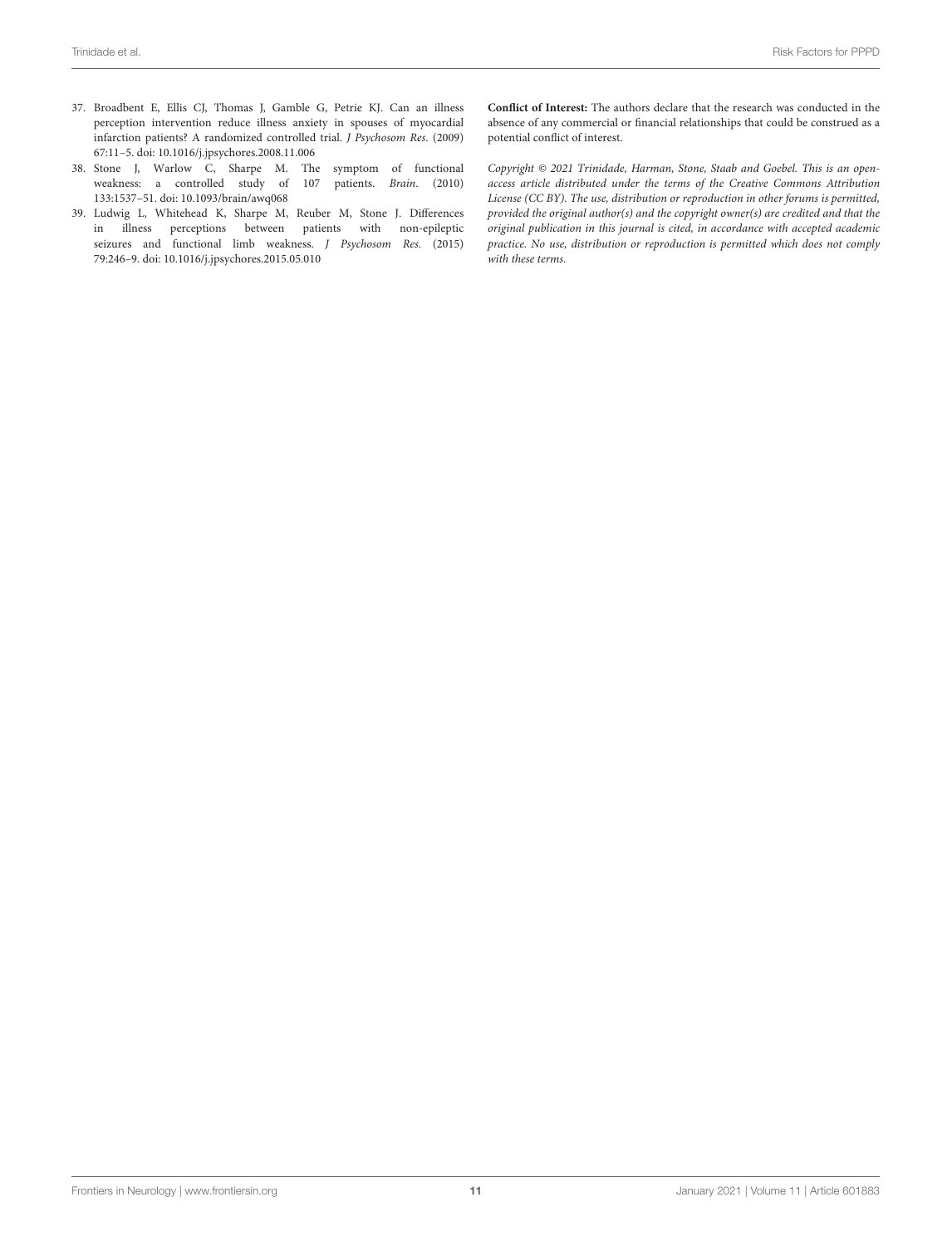37. Broadbent E, Ellis CJ, Thomas J, Gamble G, Petrie KJ. Can an illness perception intervention reduce illness anxiety in spouses of myocardial infarction patients? A randomized controlled trial. *J Psychosom Res*. (2009) 67:11–5. doi: 10.1016/j.jpsychores.2008.11.006
38. Stone J, Warlow C, Sharpe M. The symptom of functional weakness: a controlled study of 107 patients. *Brain*. (2010) 133:1537–51. doi: 10.1093/brain/awq068
39. Ludwig L, Whitehead K, Sharpe M, Reuber M, Stone J. Differences in illness perceptions between patients with non-epileptic seizures and functional limb weakness. *J Psychosom Res*. (2015) 79:246–9. doi: 10.1016/j.jpsychores.2015.05.010

**Conflict of Interest:** The authors declare that the research was conducted in the absence of any commercial or financial relationships that could be construed as a potential conflict of interest.

*Copyright © 2021 Trinidade, Harman, Stone, Staab and Goebel. This is an open-access article distributed under the terms of the Creative Commons Attribution License (CC BY). The use, distribution or reproduction in other forums is permitted, provided the original author(s) and the copyright owner(s) are credited and that the original publication in this journal is cited, in accordance with accepted academic practice. No use, distribution or reproduction is permitted which does not comply with these terms.*